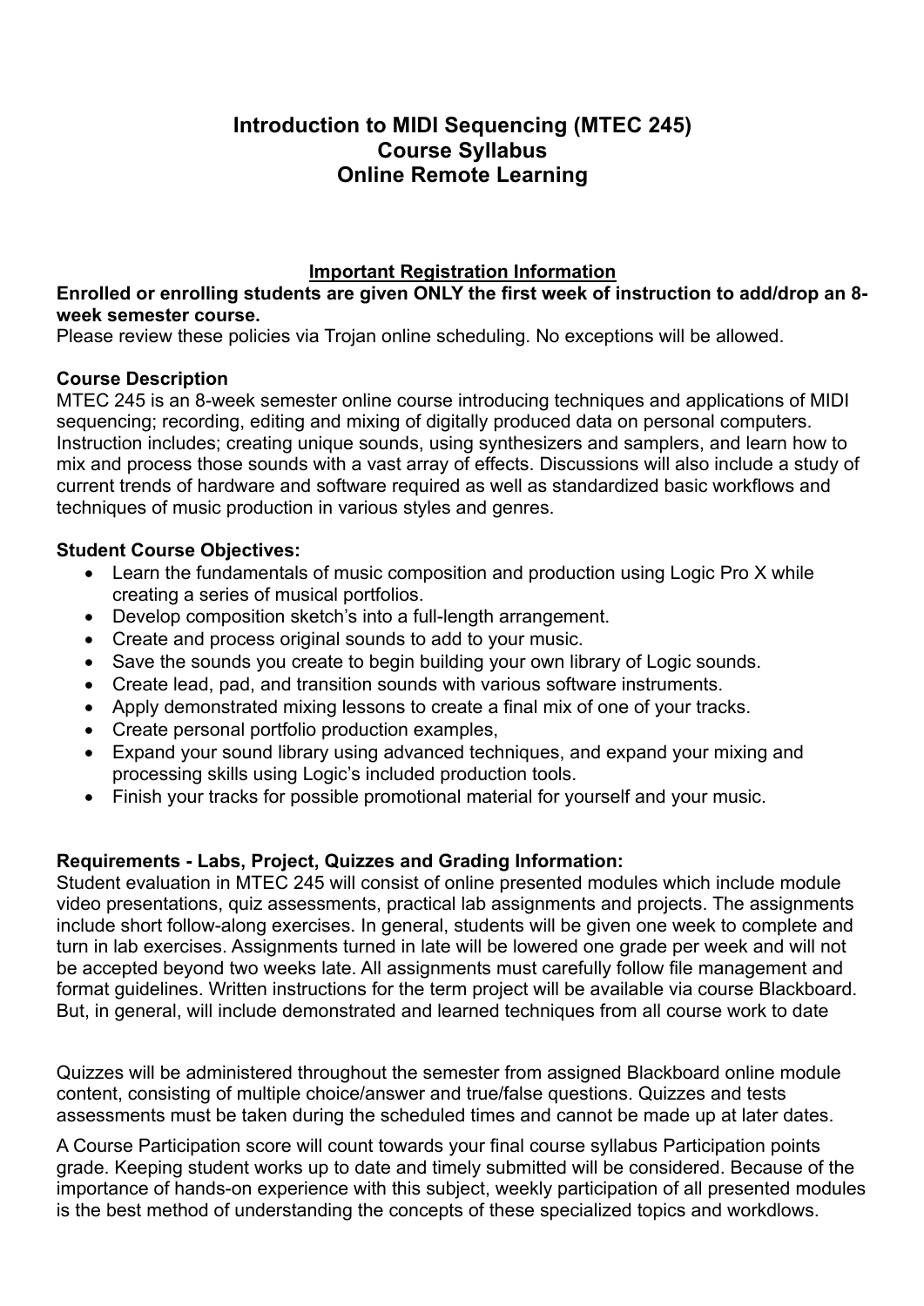# Introduction to MIDI Sequencing (MTEC 245)
# Course Syllabus
# Online Remote Learning

## Important Registration Information

**Enrolled or enrolling students are given ONLY the first week of instruction to add/drop an 8-week semester course.**
Please review these policies via Trojan online scheduling. No exceptions will be allowed.

**Course Description**
MTEC 245 is an 8-week semester online course introducing techniques and applications of MIDI sequencing; recording, editing and mixing of digitally produced data on personal computers. Instruction includes; creating unique sounds, using synthesizers and samplers, and learn how to mix and process those sounds with a vast array of effects. Discussions will also include a study of current trends of hardware and software required as well as standardized basic workflows and techniques of music production in various styles and genres.

**Student Course Objectives:**

- Learn the fundamentals of music composition and production using Logic Pro X while creating a series of musical portfolios.
- Develop composition sketch's into a full-length arrangement.
- Create and process original sounds to add to your music.
- Save the sounds you create to begin building your own library of Logic sounds.
- Create lead, pad, and transition sounds with various software instruments.
- Apply demonstrated mixing lessons to create a final mix of one of your tracks.
- Create personal portfolio production examples,
- Expand your sound library using advanced techniques, and expand your mixing and processing skills using Logic's included production tools.
- Finish your tracks for possible promotional material for yourself and your music.

**Requirements - Labs, Project, Quizzes and Grading Information:**
Student evaluation in MTEC 245 will consist of online presented modules which include module video presentations, quiz assessments, practical lab assignments and projects. The assignments include short follow-along exercises. In general, students will be given one week to complete and turn in lab exercises. Assignments turned in late will be lowered one grade per week and will not be accepted beyond two weeks late. All assignments must carefully follow file management and format guidelines. Written instructions for the term project will be available via course Blackboard. But, in general, will include demonstrated and learned techniques from all course work to date

Quizzes will be administered throughout the semester from assigned Blackboard online module content, consisting of multiple choice/answer and true/false questions. Quizzes and tests assessments must be taken during the scheduled times and cannot be made up at later dates.

A Course Participation score will count towards your final course syllabus Participation points grade. Keeping student works up to date and timely submitted will be considered. Because of the importance of hands-on experience with this subject, weekly participation of all presented modules is the best method of understanding the concepts of these specialized topics and workdlows.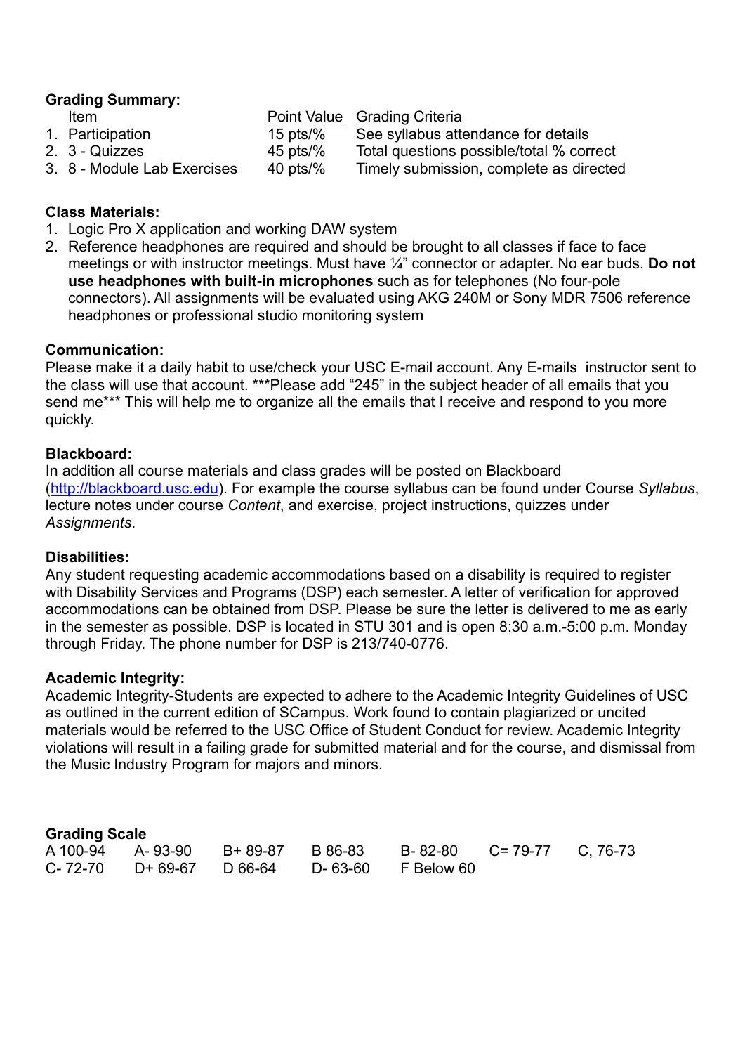**Grading Summary:**

| | Item | Point Value | Grading Criteria |
|---|---|---|---|
| 1. | Participation | 15 pts/% | See syllabus attendance for details |
| 2. | 3 - Quizzes | 45 pts/% | Total questions possible/total % correct |
| 3. | 8 - Module Lab Exercises | 40 pts/% | Timely submission, complete as directed |

**Class Materials:**

1. Logic Pro X application and working DAW system
2. Reference headphones are required and should be brought to all classes if face to face meetings or with instructor meetings. Must have ¼" connector or adapter. No ear buds. **Do not use headphones with built-in microphones** such as for telephones (No four-pole connectors). All assignments will be evaluated using AKG 240M or Sony MDR 7506 reference headphones or professional studio monitoring system

**Communication:**

Please make it a daily habit to use/check your USC E-mail account. Any E-mails instructor sent to the class will use that account. ***Please add "245" in the subject header of all emails that you send me*** This will help me to organize all the emails that I receive and respond to you more quickly.

**Blackboard:**

In addition all course materials and class grades will be posted on Blackboard (http://blackboard.usc.edu). For example the course syllabus can be found under Course *Syllabus*, lecture notes under course *Content*, and exercise, project instructions, quizzes under *Assignments*.

**Disabilities:**

Any student requesting academic accommodations based on a disability is required to register with Disability Services and Programs (DSP) each semester. A letter of verification for approved accommodations can be obtained from DSP. Please be sure the letter is delivered to me as early in the semester as possible. DSP is located in STU 301 and is open 8:30 a.m.-5:00 p.m. Monday through Friday. The phone number for DSP is 213/740-0776.

**Academic Integrity:**

Academic Integrity-Students are expected to adhere to the Academic Integrity Guidelines of USC as outlined in the current edition of SCampus. Work found to contain plagiarized or uncited materials would be referred to the USC Office of Student Conduct for review. Academic Integrity violations will result in a failing grade for submitted material and for the course, and dismissal from the Music Industry Program for majors and minors.

**Grading Scale**

| | | | | | | |
|---|---|---|---|---|---|---|
| A 100-94 | A- 93-90 | B+ 89-87 | B 86-83 | B- 82-80 | C= 79-77 | C, 76-73 |
| C- 72-70 | D+ 69-67 | D 66-64 | D- 63-60 | F Below 60 | | |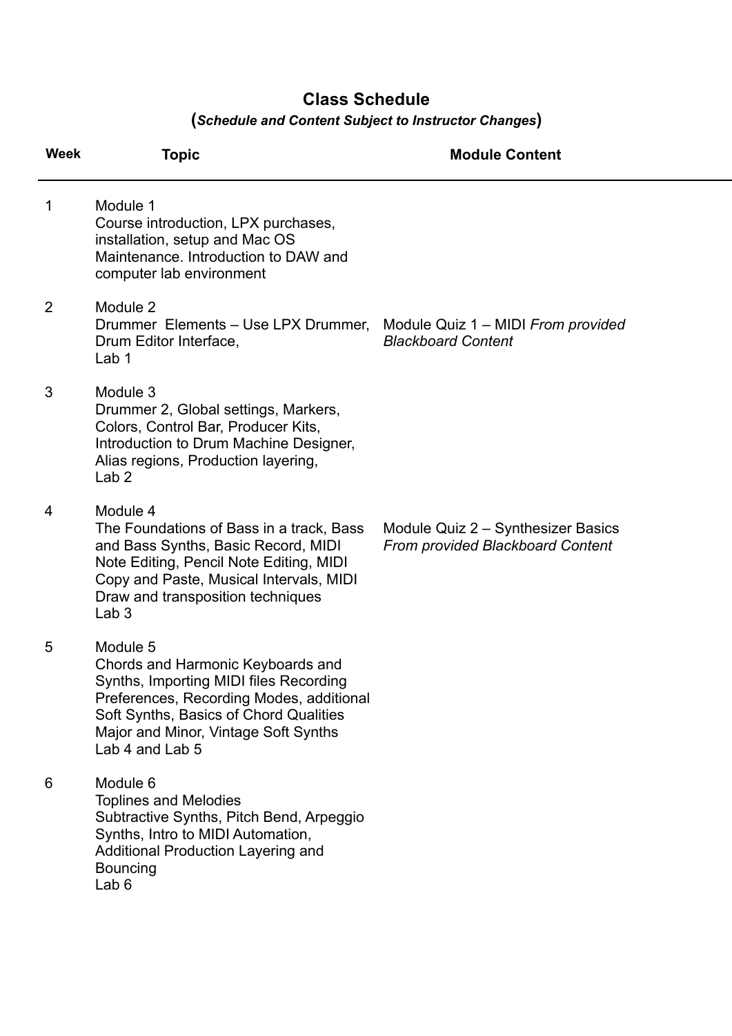## Class Schedule

**(*Schedule and Content Subject to Instructor Changes*)**

| Week | Topic | Module Content |
|---|---|---|
| 1 | Module 1<br>Course introduction, LPX purchases, installation, setup and Mac OS Maintenance. Introduction to DAW and computer lab environment | |
| 2 | Module 2<br>Drummer  Elements – Use LPX Drummer, Drum Editor Interface,<br>Lab 1 | Module Quiz 1 – MIDI *From provided Blackboard Content* |
| 3 | Module 3<br>Drummer 2, Global settings, Markers, Colors, Control Bar, Producer Kits, Introduction to Drum Machine Designer, Alias regions, Production layering,<br>Lab 2 | |
| 4 | Module 4<br>The Foundations of Bass in a track, Bass and Bass Synths, Basic Record, MIDI Note Editing, Pencil Note Editing, MIDI Copy and Paste, Musical Intervals, MIDI Draw and transposition techniques<br>Lab 3 | Module Quiz 2 – Synthesizer Basics *From provided Blackboard Content* |
| 5 | Module 5<br>Chords and Harmonic Keyboards and Synths, Importing MIDI files Recording Preferences, Recording Modes, additional Soft Synths, Basics of Chord Qualities Major and Minor, Vintage Soft Synths<br>Lab 4 and Lab 5 | |
| 6 | Module 6<br>Toplines and Melodies<br>Subtractive Synths, Pitch Bend, Arpeggio Synths, Intro to MIDI Automation, Additional Production Layering and Bouncing<br>Lab 6 | |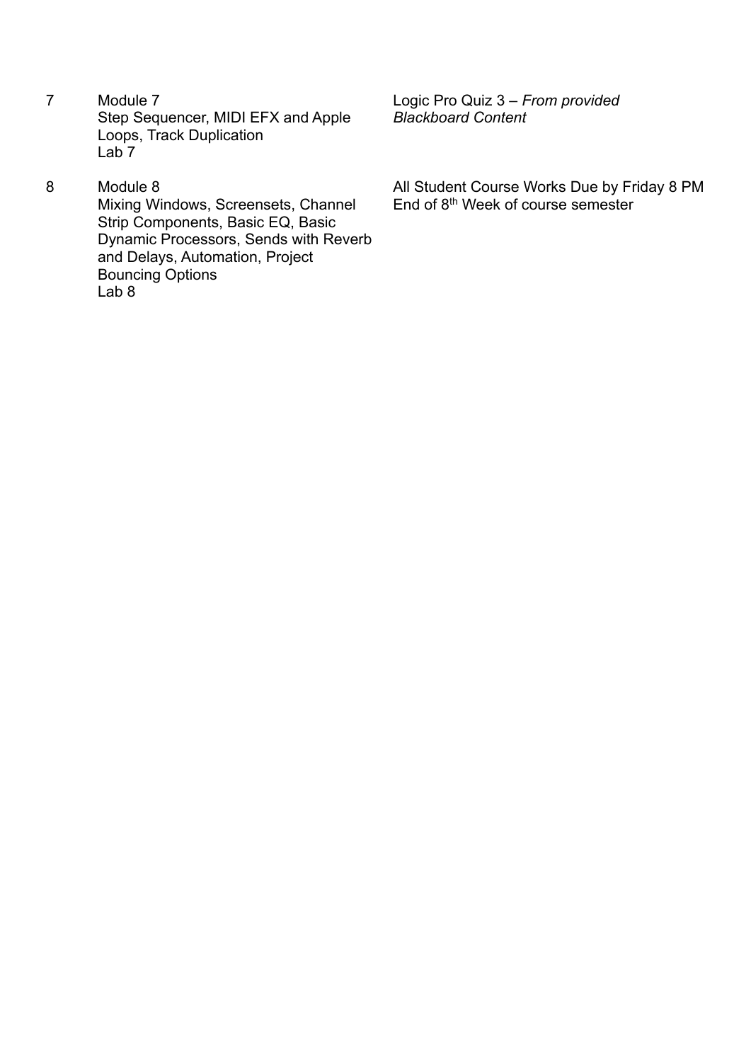| | | |
|---|---|---|
| 7 | Module 7<br>Step Sequencer, MIDI EFX and Apple Loops, Track Duplication<br>Lab 7 | Logic Pro Quiz 3 – *From provided Blackboard Content* |
| 8 | Module 8<br>Mixing Windows, Screensets, Channel Strip Components, Basic EQ, Basic Dynamic Processors, Sends with Reverb and Delays, Automation, Project Bouncing Options<br>Lab 8 | All Student Course Works Due by Friday 8 PM End of 8th Week of course semester |